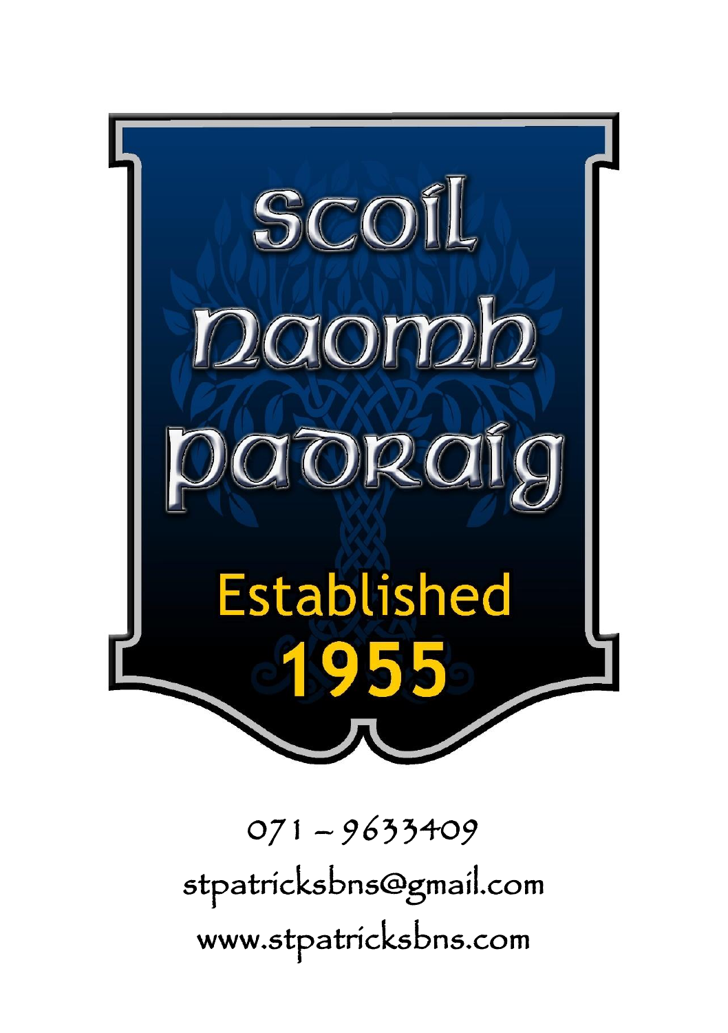# Scoil Naomh Padraig

Established

**1955**

071 – 9633409

stpatricksbns@gmail.com

www.stpatricksbns.com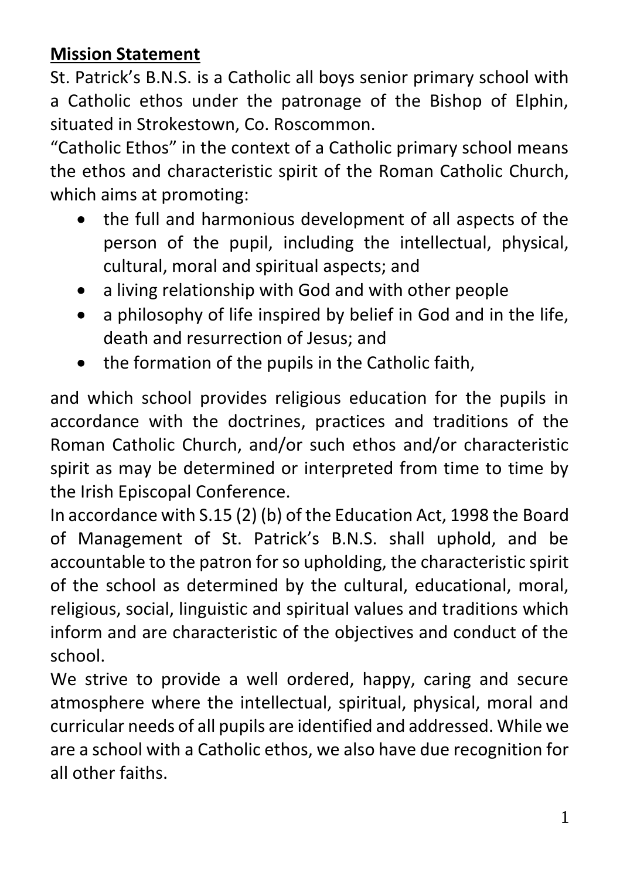## **Mission Statement**

St. Patrick's B.N.S. is a Catholic all boys senior primary school with a Catholic ethos under the patronage of the Bishop of Elphin, situated in Strokestown, Co. Roscommon.

"Catholic Ethos" in the context of a Catholic primary school means the ethos and characteristic spirit of the Roman Catholic Church, which aims at promoting:

- the full and harmonious development of all aspects of the person of the pupil, including the intellectual, physical, cultural, moral and spiritual aspects; and
- a living relationship with God and with other people
- a philosophy of life inspired by belief in God and in the life, death and resurrection of Jesus; and
- the formation of the pupils in the Catholic faith,

and which school provides religious education for the pupils in accordance with the doctrines, practices and traditions of the Roman Catholic Church, and/or such ethos and/or characteristic spirit as may be determined or interpreted from time to time by the Irish Episcopal Conference.

In accordance with S.15 (2) (b) of the Education Act, 1998 the Board of Management of St. Patrick's B.N.S. shall uphold, and be accountable to the patron for so upholding, the characteristic spirit of the school as determined by the cultural, educational, moral, religious, social, linguistic and spiritual values and traditions which inform and are characteristic of the objectives and conduct of the school.

We strive to provide a well ordered, happy, caring and secure atmosphere where the intellectual, spiritual, physical, moral and curricular needs of all pupils are identified and addressed. While we are a school with a Catholic ethos, we also have due recognition for all other faiths.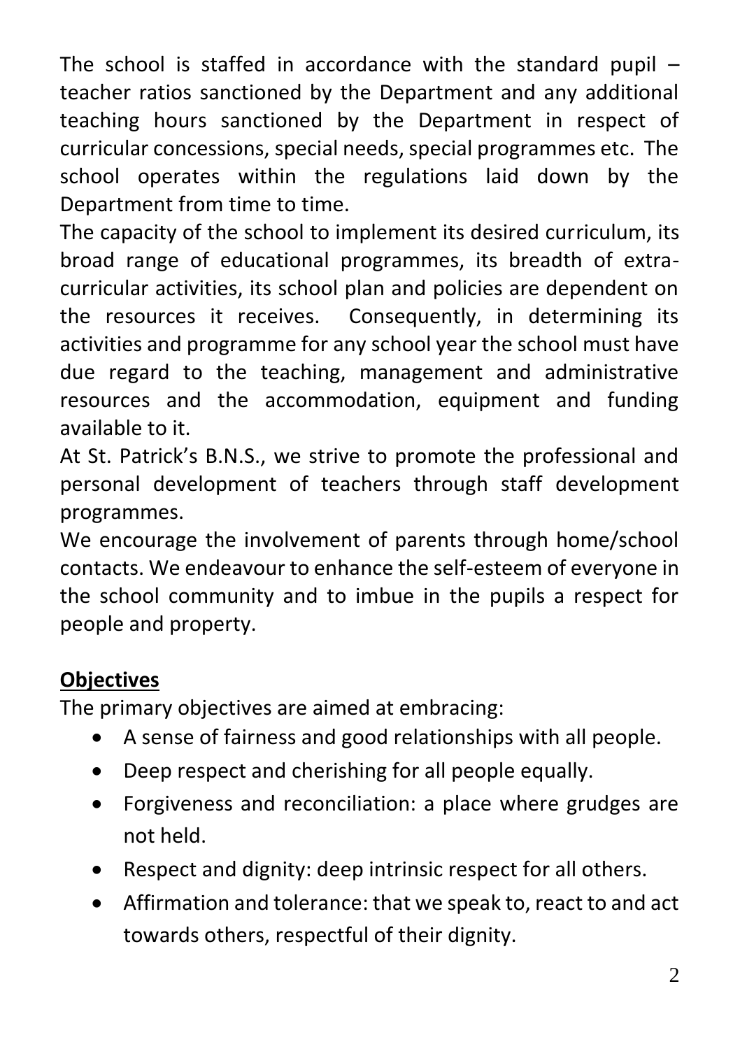The school is staffed in accordance with the standard pupil – teacher ratios sanctioned by the Department and any additional teaching hours sanctioned by the Department in respect of curricular concessions, special needs, special programmes etc. The school operates within the regulations laid down by the Department from time to time.

The capacity of the school to implement its desired curriculum, its broad range of educational programmes, its breadth of extra-curricular activities, its school plan and policies are dependent on the resources it receives. Consequently, in determining its activities and programme for any school year the school must have due regard to the teaching, management and administrative resources and the accommodation, equipment and funding available to it.

At St. Patrick's B.N.S., we strive to promote the professional and personal development of teachers through staff development programmes.

We encourage the involvement of parents through home/school contacts. We endeavour to enhance the self-esteem of everyone in the school community and to imbue in the pupils a respect for people and property.

**Objectives**

The primary objectives are aimed at embracing:

- A sense of fairness and good relationships with all people.
- Deep respect and cherishing for all people equally.
- Forgiveness and reconciliation: a place where grudges are not held.
- Respect and dignity: deep intrinsic respect for all others.
- Affirmation and tolerance: that we speak to, react to and act towards others, respectful of their dignity.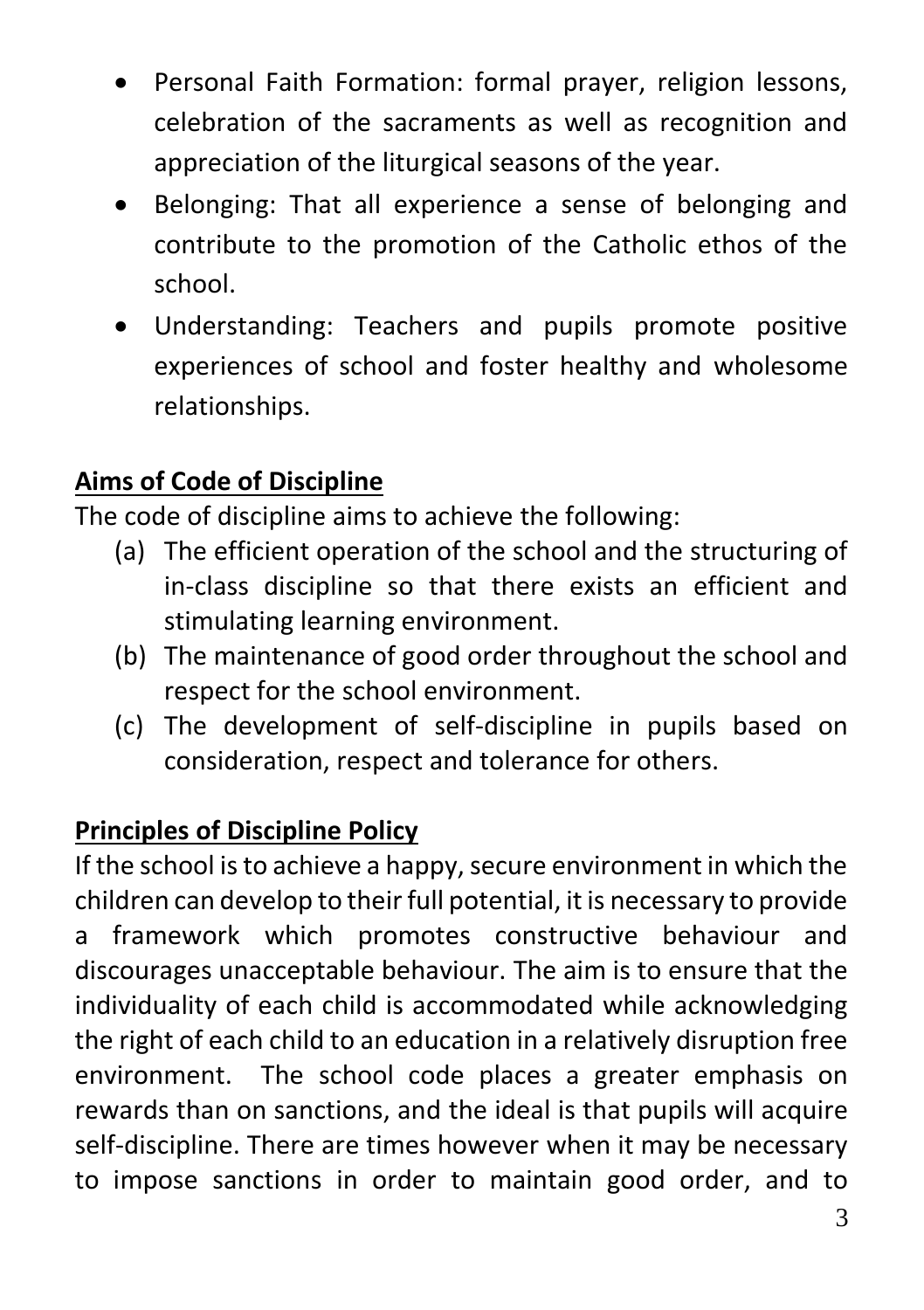- Personal Faith Formation: formal prayer, religion lessons, celebration of the sacraments as well as recognition and appreciation of the liturgical seasons of the year.
- Belonging: That all experience a sense of belonging and contribute to the promotion of the Catholic ethos of the school.
- Understanding: Teachers and pupils promote positive experiences of school and foster healthy and wholesome relationships.

## Aims of Code of Discipline

The code of discipline aims to achieve the following:

(a) The efficient operation of the school and the structuring of in-class discipline so that there exists an efficient and stimulating learning environment.

(b) The maintenance of good order throughout the school and respect for the school environment.

(c) The development of self-discipline in pupils based on consideration, respect and tolerance for others.

## Principles of Discipline Policy

If the school is to achieve a happy, secure environment in which the children can develop to their full potential, it is necessary to provide a framework which promotes constructive behaviour and discourages unacceptable behaviour. The aim is to ensure that the individuality of each child is accommodated while acknowledging the right of each child to an education in a relatively disruption free environment. The school code places a greater emphasis on rewards than on sanctions, and the ideal is that pupils will acquire self-discipline. There are times however when it may be necessary to impose sanctions in order to maintain good order, and to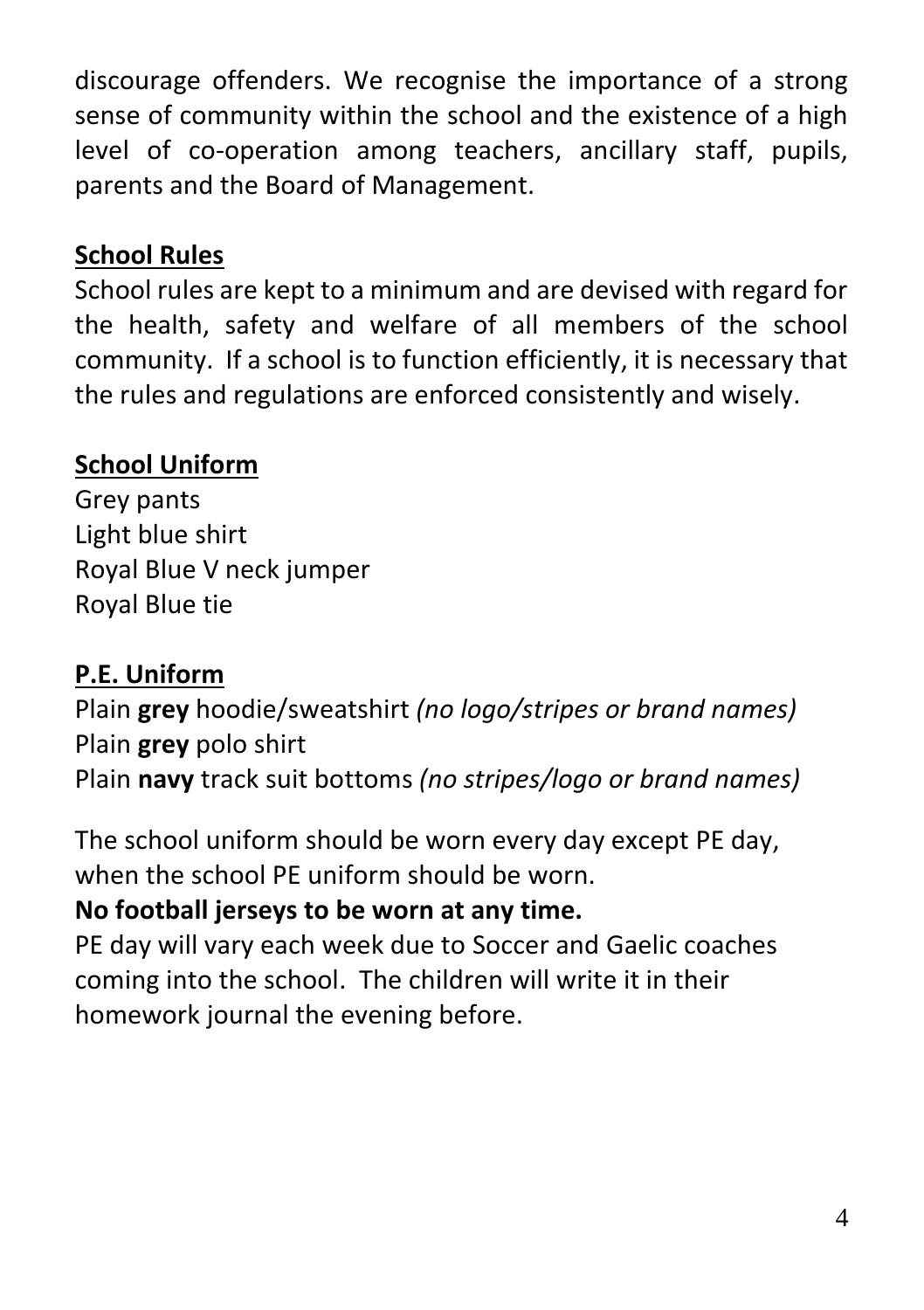discourage offenders. We recognise the importance of a strong sense of community within the school and the existence of a high level of co-operation among teachers, ancillary staff, pupils, parents and the Board of Management.

## School Rules

School rules are kept to a minimum and are devised with regard for the health, safety and welfare of all members of the school community. If a school is to function efficiently, it is necessary that the rules and regulations are enforced consistently and wisely.

## School Uniform

Grey pants
Light blue shirt
Royal Blue V neck jumper
Royal Blue tie

## P.E. Uniform

Plain **grey** hoodie/sweatshirt *(no logo/stripes or brand names)*
Plain **grey** polo shirt
Plain **navy** track suit bottoms *(no stripes/logo or brand names)*

The school uniform should be worn every day except PE day, when the school PE uniform should be worn.

**No football jerseys to be worn at any time.**

PE day will vary each week due to Soccer and Gaelic coaches coming into the school. The children will write it in their homework journal the evening before.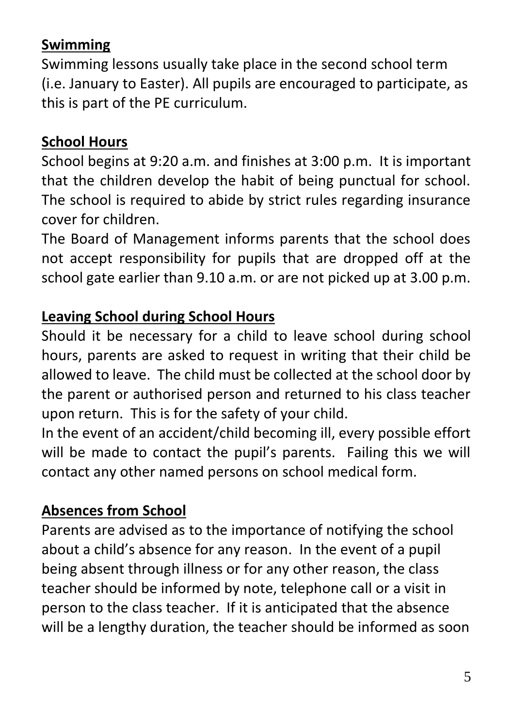## Swimming

Swimming lessons usually take place in the second school term (i.e. January to Easter). All pupils are encouraged to participate, as this is part of the PE curriculum.

## School Hours

School begins at 9:20 a.m. and finishes at 3:00 p.m. It is important that the children develop the habit of being punctual for school. The school is required to abide by strict rules regarding insurance cover for children.

The Board of Management informs parents that the school does not accept responsibility for pupils that are dropped off at the school gate earlier than 9.10 a.m. or are not picked up at 3.00 p.m.

## Leaving School during School Hours

Should it be necessary for a child to leave school during school hours, parents are asked to request in writing that their child be allowed to leave. The child must be collected at the school door by the parent or authorised person and returned to his class teacher upon return. This is for the safety of your child.

In the event of an accident/child becoming ill, every possible effort will be made to contact the pupil's parents. Failing this we will contact any other named persons on school medical form.

## Absences from School

Parents are advised as to the importance of notifying the school about a child's absence for any reason. In the event of a pupil being absent through illness or for any other reason, the class teacher should be informed by note, telephone call or a visit in person to the class teacher. If it is anticipated that the absence will be a lengthy duration, the teacher should be informed as soon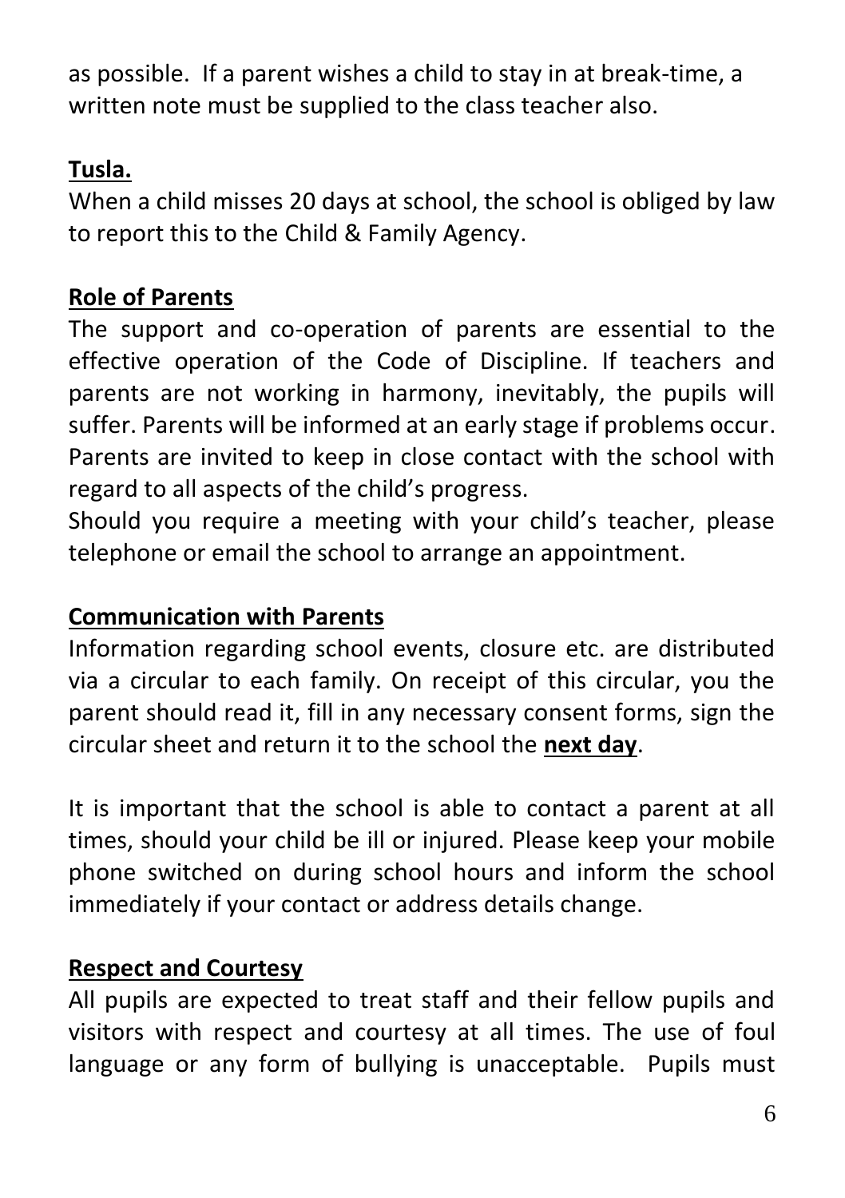as possible. If a parent wishes a child to stay in at break-time, a written note must be supplied to the class teacher also.

## Tusla.

When a child misses 20 days at school, the school is obliged by law to report this to the Child & Family Agency.

## Role of Parents

The support and co-operation of parents are essential to the effective operation of the Code of Discipline. If teachers and parents are not working in harmony, inevitably, the pupils will suffer. Parents will be informed at an early stage if problems occur. Parents are invited to keep in close contact with the school with regard to all aspects of the child's progress.

Should you require a meeting with your child's teacher, please telephone or email the school to arrange an appointment.

## Communication with Parents

Information regarding school events, closure etc. are distributed via a circular to each family. On receipt of this circular, you the parent should read it, fill in any necessary consent forms, sign the circular sheet and return it to the school the **next day**.

It is important that the school is able to contact a parent at all times, should your child be ill or injured. Please keep your mobile phone switched on during school hours and inform the school immediately if your contact or address details change.

## Respect and Courtesy

All pupils are expected to treat staff and their fellow pupils and visitors with respect and courtesy at all times. The use of foul language or any form of bullying is unacceptable. Pupils must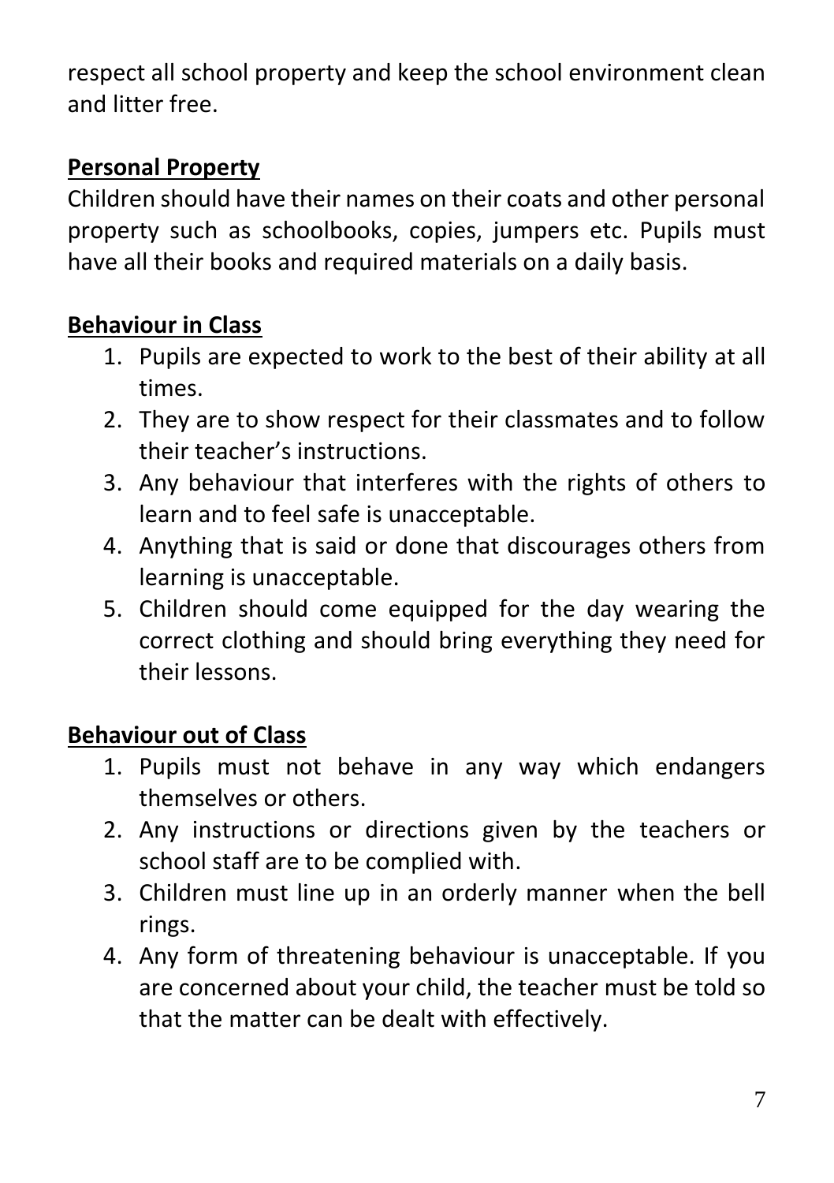respect all school property and keep the school environment clean and litter free.

**Personal Property**

Children should have their names on their coats and other personal property such as schoolbooks, copies, jumpers etc. Pupils must have all their books and required materials on a daily basis.

**Behaviour in Class**

1. Pupils are expected to work to the best of their ability at all times.
2. They are to show respect for their classmates and to follow their teacher's instructions.
3. Any behaviour that interferes with the rights of others to learn and to feel safe is unacceptable.
4. Anything that is said or done that discourages others from learning is unacceptable.
5. Children should come equipped for the day wearing the correct clothing and should bring everything they need for their lessons.

**Behaviour out of Class**

1. Pupils must not behave in any way which endangers themselves or others.
2. Any instructions or directions given by the teachers or school staff are to be complied with.
3. Children must line up in an orderly manner when the bell rings.
4. Any form of threatening behaviour is unacceptable. If you are concerned about your child, the teacher must be told so that the matter can be dealt with effectively.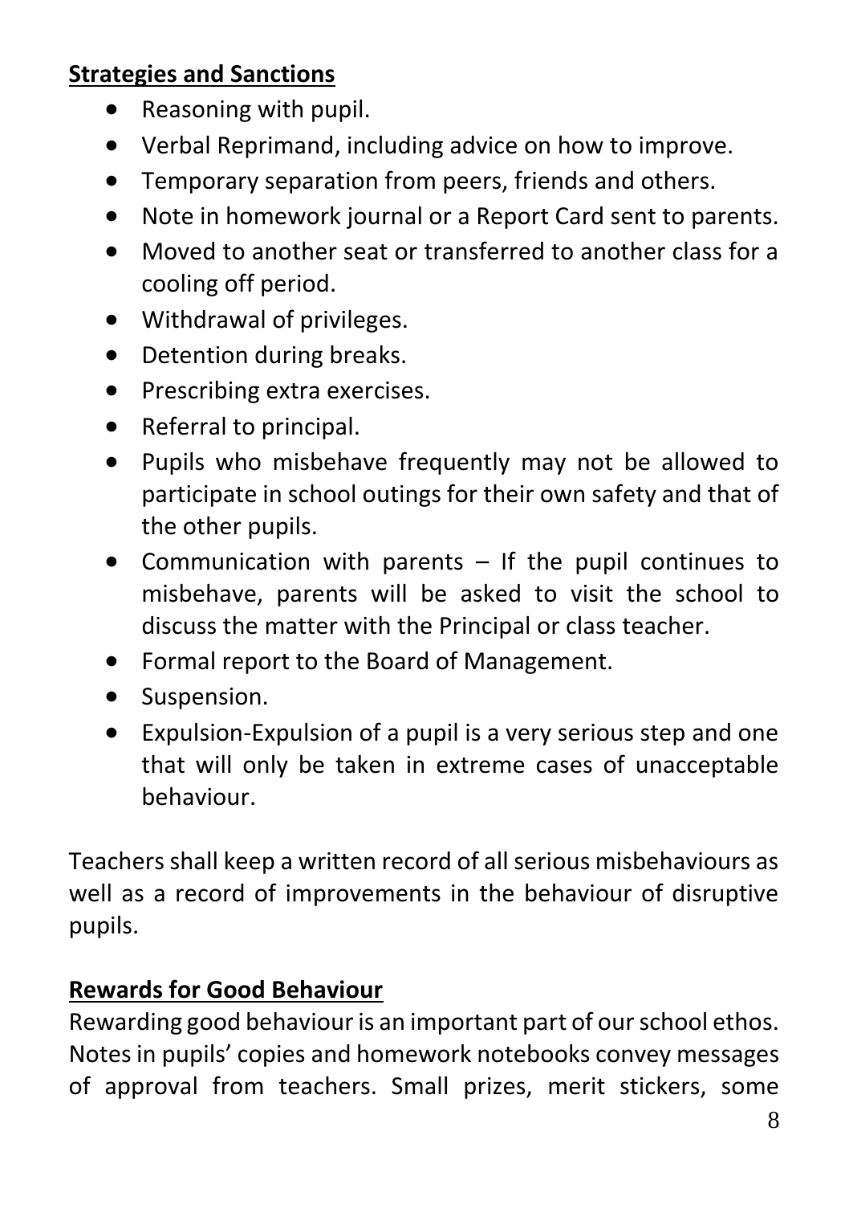**Strategies and Sanctions**

- Reasoning with pupil.
- Verbal Reprimand, including advice on how to improve.
- Temporary separation from peers, friends and others.
- Note in homework journal or a Report Card sent to parents.
- Moved to another seat or transferred to another class for a cooling off period.
- Withdrawal of privileges.
- Detention during breaks.
- Prescribing extra exercises.
- Referral to principal.
- Pupils who misbehave frequently may not be allowed to participate in school outings for their own safety and that of the other pupils.
- Communication with parents – If the pupil continues to misbehave, parents will be asked to visit the school to discuss the matter with the Principal or class teacher.
- Formal report to the Board of Management.
- Suspension.
- Expulsion-Expulsion of a pupil is a very serious step and one that will only be taken in extreme cases of unacceptable behaviour.

Teachers shall keep a written record of all serious misbehaviours as well as a record of improvements in the behaviour of disruptive pupils.

**Rewards for Good Behaviour**

Rewarding good behaviour is an important part of our school ethos. Notes in pupils' copies and homework notebooks convey messages of approval from teachers. Small prizes, merit stickers, some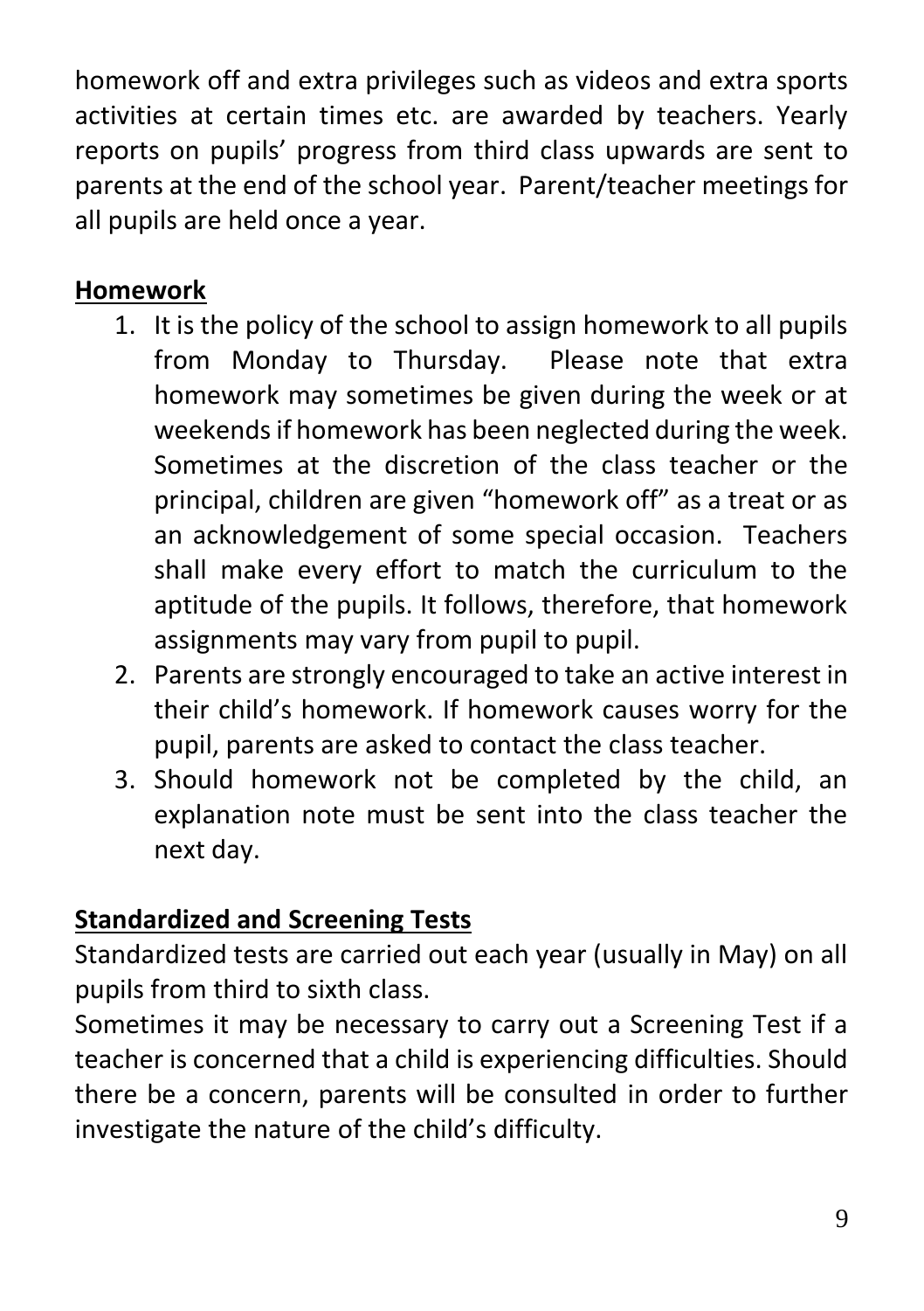homework off and extra privileges such as videos and extra sports activities at certain times etc. are awarded by teachers. Yearly reports on pupils' progress from third class upwards are sent to parents at the end of the school year. Parent/teacher meetings for all pupils are held once a year.

## Homework

1. It is the policy of the school to assign homework to all pupils from Monday to Thursday. Please note that extra homework may sometimes be given during the week or at weekends if homework has been neglected during the week. Sometimes at the discretion of the class teacher or the principal, children are given "homework off" as a treat or as an acknowledgement of some special occasion. Teachers shall make every effort to match the curriculum to the aptitude of the pupils. It follows, therefore, that homework assignments may vary from pupil to pupil.
2. Parents are strongly encouraged to take an active interest in their child's homework. If homework causes worry for the pupil, parents are asked to contact the class teacher.
3. Should homework not be completed by the child, an explanation note must be sent into the class teacher the next day.

## Standardized and Screening Tests

Standardized tests are carried out each year (usually in May) on all pupils from third to sixth class.

Sometimes it may be necessary to carry out a Screening Test if a teacher is concerned that a child is experiencing difficulties. Should there be a concern, parents will be consulted in order to further investigate the nature of the child's difficulty.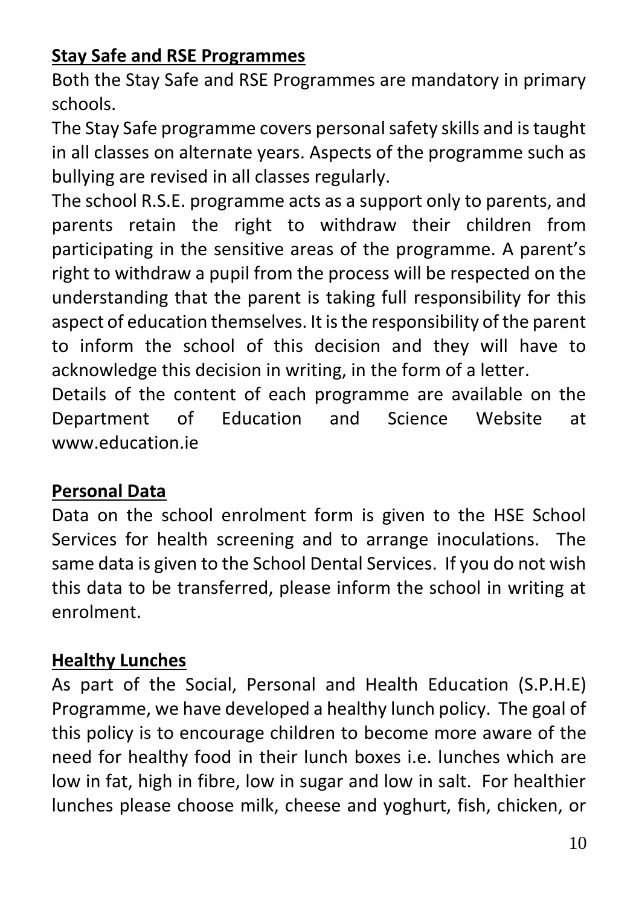## Stay Safe and RSE Programmes

Both the Stay Safe and RSE Programmes are mandatory in primary schools.

The Stay Safe programme covers personal safety skills and is taught in all classes on alternate years. Aspects of the programme such as bullying are revised in all classes regularly.

The school R.S.E. programme acts as a support only to parents, and parents retain the right to withdraw their children from participating in the sensitive areas of the programme. A parent's right to withdraw a pupil from the process will be respected on the understanding that the parent is taking full responsibility for this aspect of education themselves. It is the responsibility of the parent to inform the school of this decision and they will have to acknowledge this decision in writing, in the form of a letter.

Details of the content of each programme are available on the Department of Education and Science Website at www.education.ie

## Personal Data

Data on the school enrolment form is given to the HSE School Services for health screening and to arrange inoculations. The same data is given to the School Dental Services. If you do not wish this data to be transferred, please inform the school in writing at enrolment.

## Healthy Lunches

As part of the Social, Personal and Health Education (S.P.H.E) Programme, we have developed a healthy lunch policy. The goal of this policy is to encourage children to become more aware of the need for healthy food in their lunch boxes i.e. lunches which are low in fat, high in fibre, low in sugar and low in salt. For healthier lunches please choose milk, cheese and yoghurt, fish, chicken, or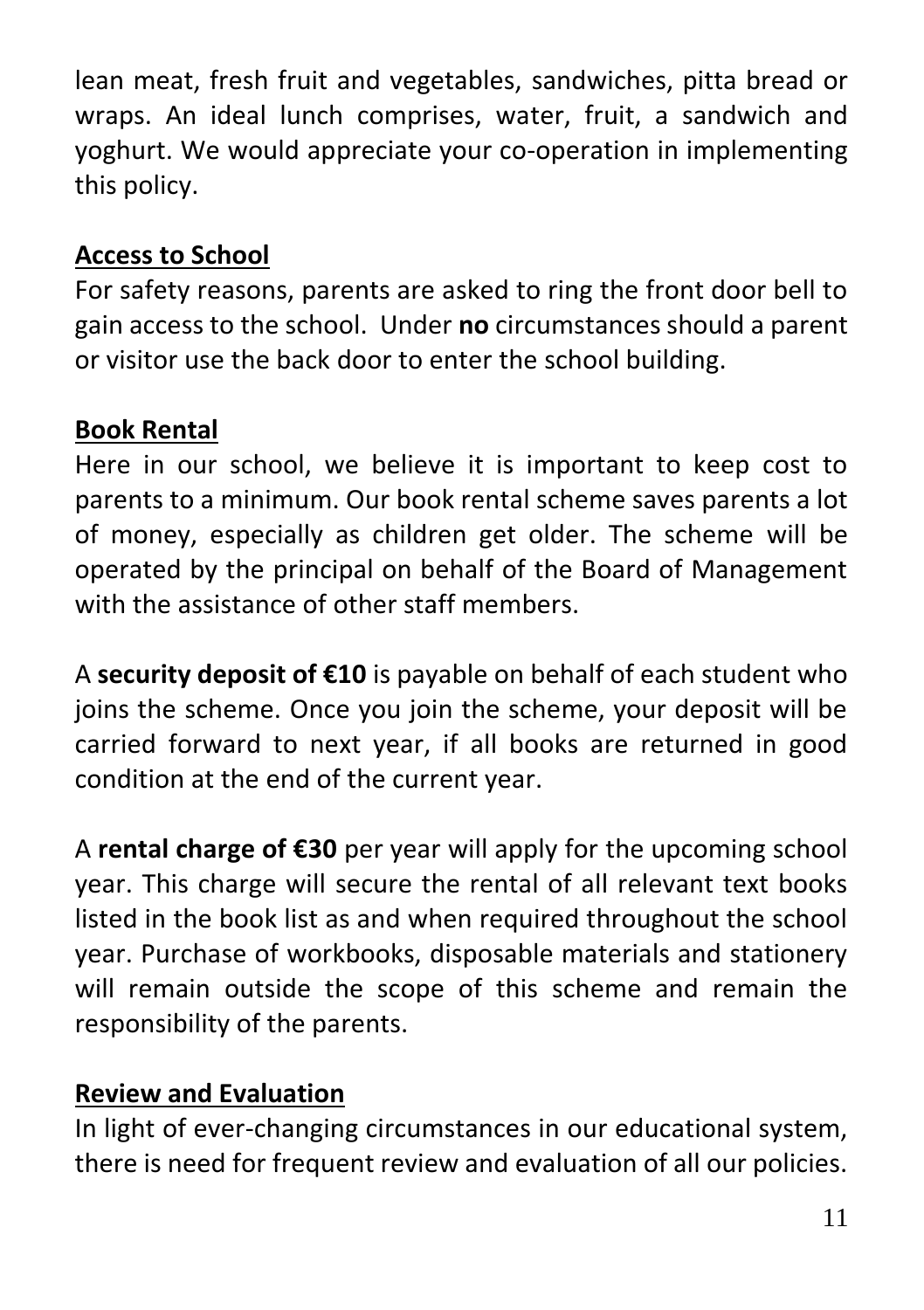lean meat, fresh fruit and vegetables, sandwiches, pitta bread or wraps. An ideal lunch comprises, water, fruit, a sandwich and yoghurt. We would appreciate your co-operation in implementing this policy.

## Access to School

For safety reasons, parents are asked to ring the front door bell to gain access to the school. Under **no** circumstances should a parent or visitor use the back door to enter the school building.

## Book Rental

Here in our school, we believe it is important to keep cost to parents to a minimum. Our book rental scheme saves parents a lot of money, especially as children get older. The scheme will be operated by the principal on behalf of the Board of Management with the assistance of other staff members.

A **security deposit of €10** is payable on behalf of each student who joins the scheme. Once you join the scheme, your deposit will be carried forward to next year, if all books are returned in good condition at the end of the current year.

A **rental charge of €30** per year will apply for the upcoming school year. This charge will secure the rental of all relevant text books listed in the book list as and when required throughout the school year. Purchase of workbooks, disposable materials and stationery will remain outside the scope of this scheme and remain the responsibility of the parents.

## Review and Evaluation

In light of ever-changing circumstances in our educational system, there is need for frequent review and evaluation of all our policies.